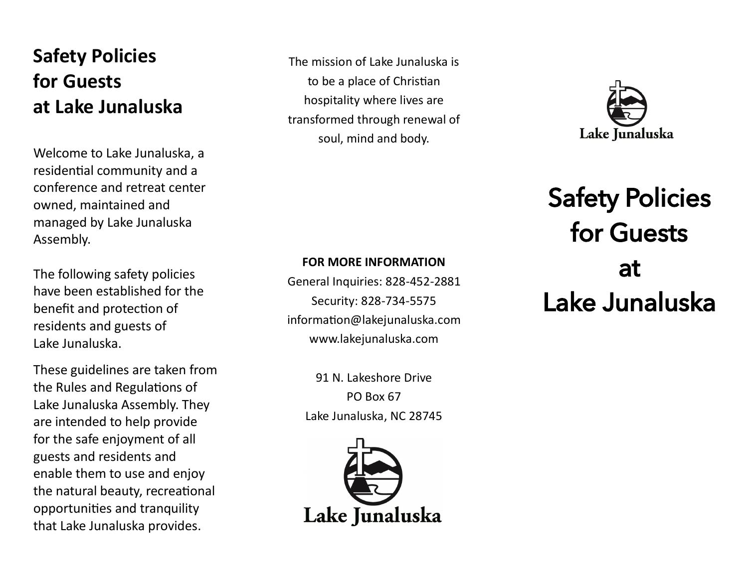# Safety Policies for Guests at Lake Junaluska

Welcome to Lake Junaluska, a residential community and a conference and retreat center owned, maintained and managed by Lake Junaluska Assembly.

The following safety policies have been established for the benefit and protection of residents and guests of Lake Junaluska.

These guidelines are taken from the Rules and Regulations of Lake Junaluska Assembly. They are intended to help provide for the safe enjoyment of all guests and residents and enable them to use and enjoy the natural beauty, recreational opportunities and tranquility that Lake Junaluska provides.

The mission of Lake Junaluska is to be a place of Christian hospitality where lives are transformed through renewal of soul, mind and body.

**FOR MORE INFORMATION**

General Inquiries: 828-452-2881
Security: 828-734-5575
information@lakejunaluska.com
www.lakejunaluska.com

91 N. Lakeshore Drive
PO Box 67
Lake Junaluska, NC 28745

Lake Junaluska

Lake Junaluska

# Safety Policies for Guests at Lake Junaluska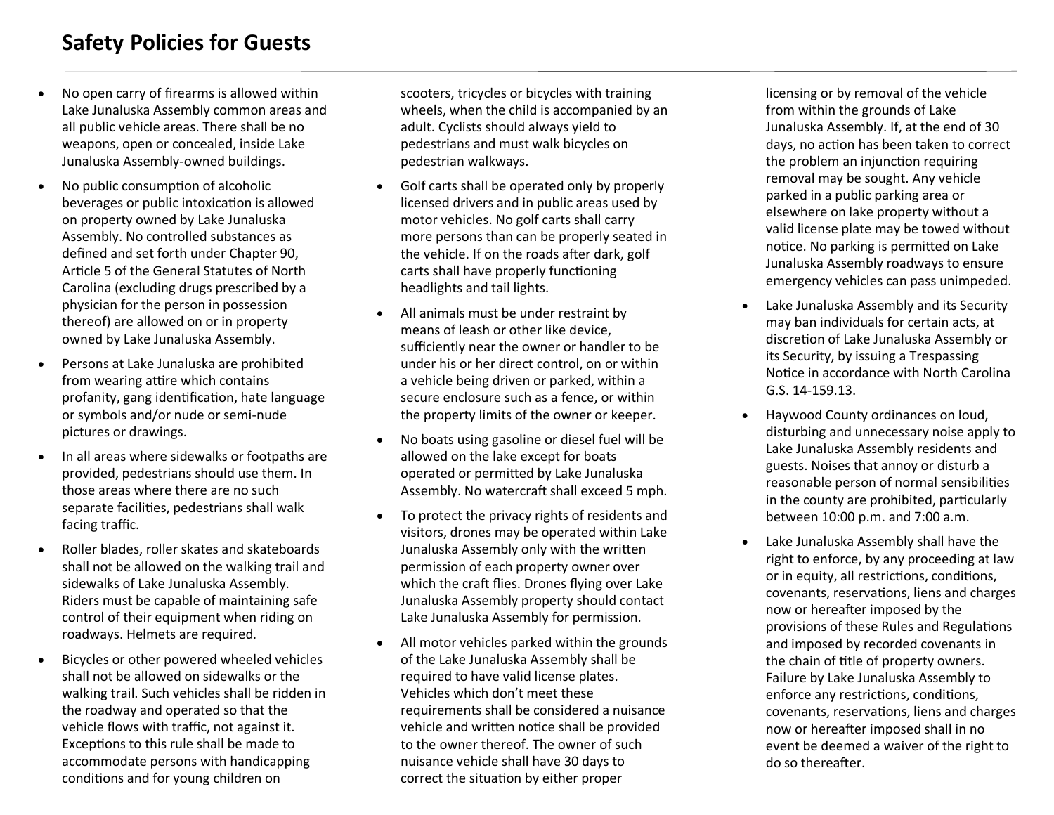## Safety Policies for Guests

- No open carry of firearms is allowed within Lake Junaluska Assembly common areas and all public vehicle areas. There shall be no weapons, open or concealed, inside Lake Junaluska Assembly-owned buildings.
- No public consumption of alcoholic beverages or public intoxication is allowed on property owned by Lake Junaluska Assembly. No controlled substances as defined and set forth under Chapter 90, Article 5 of the General Statutes of North Carolina (excluding drugs prescribed by a physician for the person in possession thereof) are allowed on or in property owned by Lake Junaluska Assembly.
- Persons at Lake Junaluska are prohibited from wearing attire which contains profanity, gang identification, hate language or symbols and/or nude or semi-nude pictures or drawings.
- In all areas where sidewalks or footpaths are provided, pedestrians should use them. In those areas where there are no such separate facilities, pedestrians shall walk facing traffic.
- Roller blades, roller skates and skateboards shall not be allowed on the walking trail and sidewalks of Lake Junaluska Assembly. Riders must be capable of maintaining safe control of their equipment when riding on roadways. Helmets are required.
- Bicycles or other powered wheeled vehicles shall not be allowed on sidewalks or the walking trail. Such vehicles shall be ridden in the roadway and operated so that the vehicle flows with traffic, not against it. Exceptions to this rule shall be made to accommodate persons with handicapping conditions and for young children on scooters, tricycles or bicycles with training wheels, when the child is accompanied by an adult. Cyclists should always yield to pedestrians and must walk bicycles on pedestrian walkways.
- Golf carts shall be operated only by properly licensed drivers and in public areas used by motor vehicles. No golf carts shall carry more persons than can be properly seated in the vehicle. If on the roads after dark, golf carts shall have properly functioning headlights and tail lights.
- All animals must be under restraint by means of leash or other like device, sufficiently near the owner or handler to be under his or her direct control, on or within a vehicle being driven or parked, within a secure enclosure such as a fence, or within the property limits of the owner or keeper.
- No boats using gasoline or diesel fuel will be allowed on the lake except for boats operated or permitted by Lake Junaluska Assembly. No watercraft shall exceed 5 mph.
- To protect the privacy rights of residents and visitors, drones may be operated within Lake Junaluska Assembly only with the written permission of each property owner over which the craft flies. Drones flying over Lake Junaluska Assembly property should contact Lake Junaluska Assembly for permission.
- All motor vehicles parked within the grounds of the Lake Junaluska Assembly shall be required to have valid license plates. Vehicles which don't meet these requirements shall be considered a nuisance vehicle and written notice shall be provided to the owner thereof. The owner of such nuisance vehicle shall have 30 days to correct the situation by either proper licensing or by removal of the vehicle from within the grounds of Lake Junaluska Assembly. If, at the end of 30 days, no action has been taken to correct the problem an injunction requiring removal may be sought. Any vehicle parked in a public parking area or elsewhere on lake property without a valid license plate may be towed without notice. No parking is permitted on Lake Junaluska Assembly roadways to ensure emergency vehicles can pass unimpeded.
- Lake Junaluska Assembly and its Security may ban individuals for certain acts, at discretion of Lake Junaluska Assembly or its Security, by issuing a Trespassing Notice in accordance with North Carolina G.S. 14-159.13.
- Haywood County ordinances on loud, disturbing and unnecessary noise apply to Lake Junaluska Assembly residents and guests. Noises that annoy or disturb a reasonable person of normal sensibilities in the county are prohibited, particularly between 10:00 p.m. and 7:00 a.m.
- Lake Junaluska Assembly shall have the right to enforce, by any proceeding at law or in equity, all restrictions, conditions, covenants, reservations, liens and charges now or hereafter imposed by the provisions of these Rules and Regulations and imposed by recorded covenants in the chain of title of property owners. Failure by Lake Junaluska Assembly to enforce any restrictions, conditions, covenants, reservations, liens and charges now or hereafter imposed shall in no event be deemed a waiver of the right to do so thereafter.